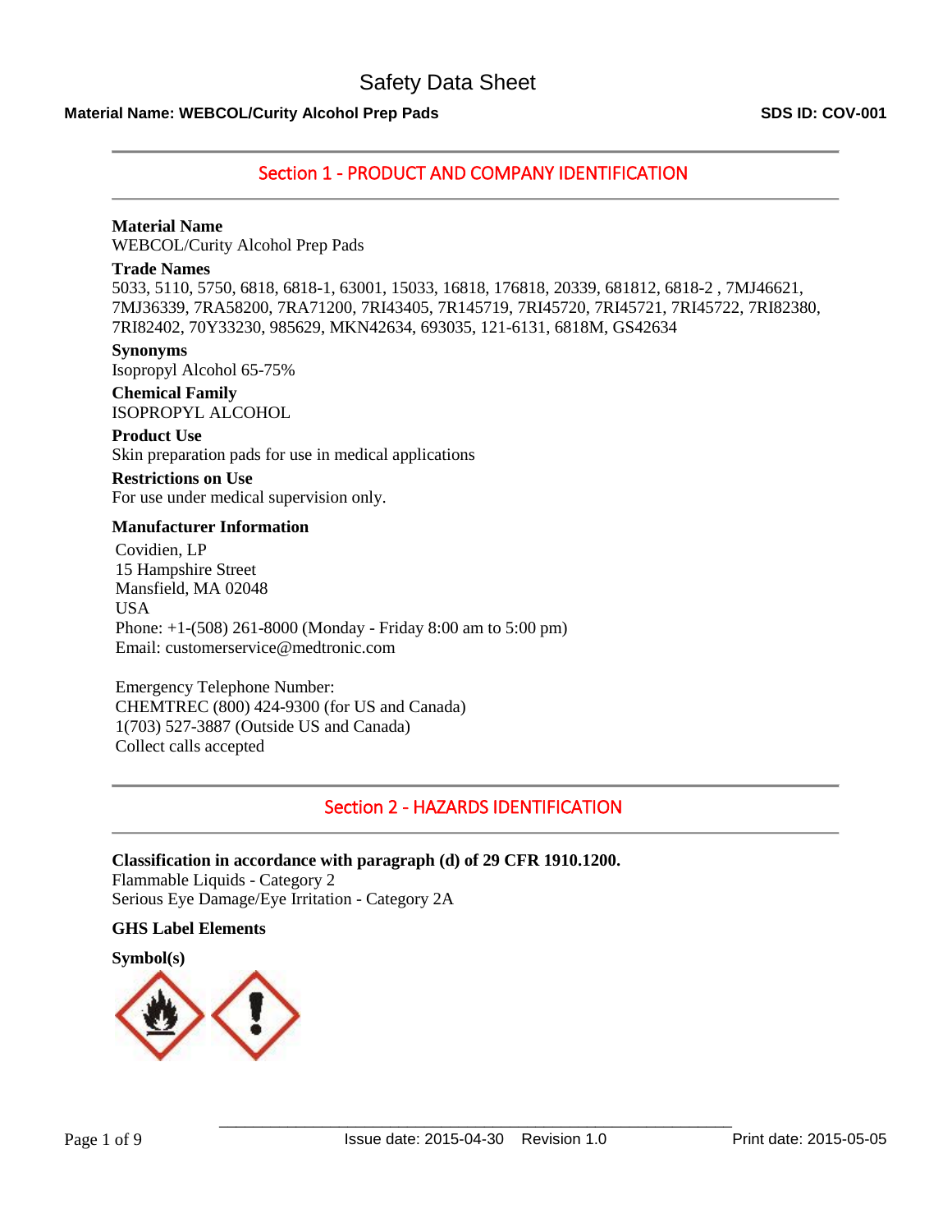# Safety Data Sheet

**Material Name: WEBCOL/Curity Alcohol Prep Pads** **SDS ID: COV-001**

## Section 1 - PRODUCT AND COMPANY IDENTIFICATION

**Material Name**
WEBCOL/Curity Alcohol Prep Pads

**Trade Names**
5033, 5110, 5750, 6818, 6818-1, 63001, 15033, 16818, 176818, 20339, 681812, 6818-2 , 7MJ46621, 7MJ36339, 7RA58200, 7RA71200, 7RI43405, 7R145719, 7RI45720, 7RI45721, 7RI45722, 7RI82380, 7RI82402, 70Y33230, 985629, MKN42634, 693035, 121-6131, 6818M, GS42634

**Synonyms**
Isopropyl Alcohol 65-75%

**Chemical Family**
ISOPROPYL ALCOHOL

**Product Use**
Skin preparation pads for use in medical applications

**Restrictions on Use**
For use under medical supervision only.

**Manufacturer Information**
Covidien, LP
15 Hampshire Street
Mansfield, MA 02048
USA
Phone: +1-(508) 261-8000 (Monday - Friday 8:00 am to 5:00 pm)
Email: customerservice@medtronic.com

Emergency Telephone Number:
CHEMTREC (800) 424-9300 (for US and Canada)
1(703) 527-3887 (Outside US and Canada)
Collect calls accepted

## Section 2 - HAZARDS IDENTIFICATION

**Classification in accordance with paragraph (d) of 29 CFR 1910.1200.**
Flammable Liquids - Category 2
Serious Eye Damage/Eye Irritation - Category 2A

**GHS Label Elements**

**Symbol(s)**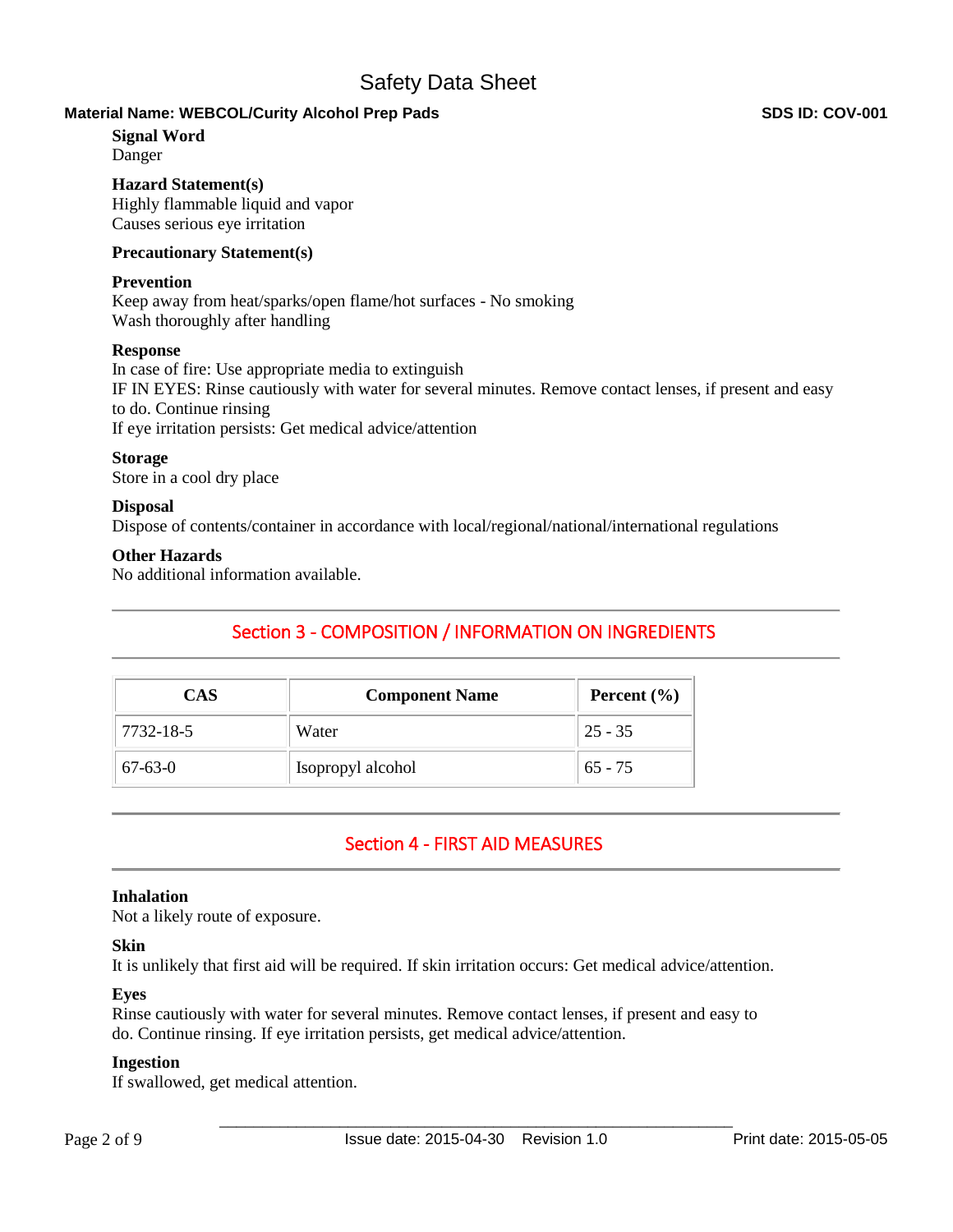**Signal Word**
Danger

**Hazard Statement(s)**
Highly flammable liquid and vapor
Causes serious eye irritation

**Precautionary Statement(s)**

**Prevention**
Keep away from heat/sparks/open flame/hot surfaces - No smoking
Wash thoroughly after handling

**Response**
In case of fire: Use appropriate media to extinguish
IF IN EYES: Rinse cautiously with water for several minutes. Remove contact lenses, if present and easy to do. Continue rinsing
If eye irritation persists: Get medical advice/attention

**Storage**
Store in a cool dry place

**Disposal**
Dispose of contents/container in accordance with local/regional/national/international regulations

**Other Hazards**
No additional information available.

## Section 3 - COMPOSITION / INFORMATION ON INGREDIENTS

| CAS | Component Name | Percent (%) |
|---|---|---|
| 7732-18-5 | Water | 25 - 35 |
| 67-63-0 | Isopropyl alcohol | 65 - 75 |

## Section 4 - FIRST AID MEASURES

**Inhalation**
Not a likely route of exposure.

**Skin**
It is unlikely that first aid will be required. If skin irritation occurs: Get medical advice/attention.

**Eyes**
Rinse cautiously with water for several minutes. Remove contact lenses, if present and easy to do. Continue rinsing. If eye irritation persists, get medical advice/attention.

**Ingestion**
If swallowed, get medical attention.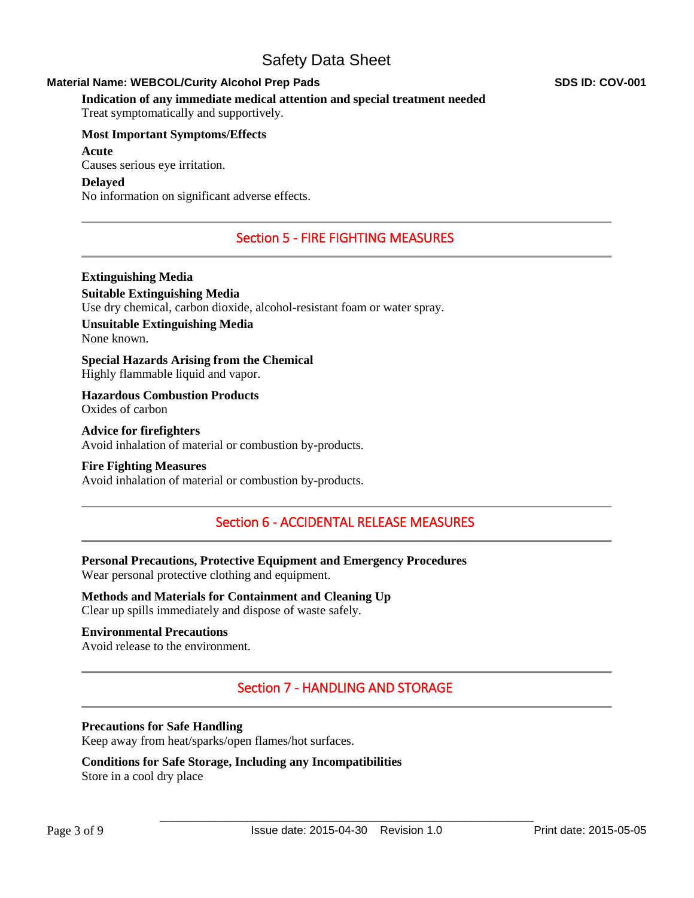**Indication of any immediate medical attention and special treatment needed**
Treat symptomatically and supportively.

**Most Important Symptoms/Effects**

**Acute**
Causes serious eye irritation.

**Delayed**
No information on significant adverse effects.

## Section 5 - FIRE FIGHTING MEASURES

**Extinguishing Media**

**Suitable Extinguishing Media**
Use dry chemical, carbon dioxide, alcohol-resistant foam or water spray.

**Unsuitable Extinguishing Media**
None known.

**Special Hazards Arising from the Chemical**
Highly flammable liquid and vapor.

**Hazardous Combustion Products**
Oxides of carbon

**Advice for firefighters**
Avoid inhalation of material or combustion by-products.

**Fire Fighting Measures**
Avoid inhalation of material or combustion by-products.

## Section 6 - ACCIDENTAL RELEASE MEASURES

**Personal Precautions, Protective Equipment and Emergency Procedures**
Wear personal protective clothing and equipment.

**Methods and Materials for Containment and Cleaning Up**
Clear up spills immediately and dispose of waste safely.

**Environmental Precautions**
Avoid release to the environment.

## Section 7 - HANDLING AND STORAGE

**Precautions for Safe Handling**
Keep away from heat/sparks/open flames/hot surfaces.

**Conditions for Safe Storage, Including any Incompatibilities**
Store in a cool dry place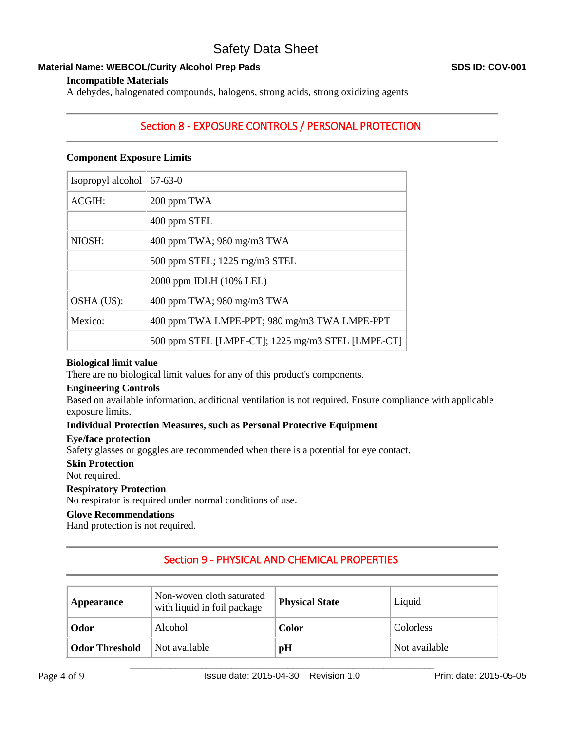**Incompatible Materials**

Aldehydes, halogenated compounds, halogens, strong acids, strong oxidizing agents

## Section 8 - EXPOSURE CONTROLS / PERSONAL PROTECTION

**Component Exposure Limits**

| Isopropyl alcohol | 67-63-0 |
|---|---|
| ACGIH: | 200 ppm TWA |
| | 400 ppm STEL |
| NIOSH: | 400 ppm TWA; 980 mg/m3 TWA |
| | 500 ppm STEL; 1225 mg/m3 STEL |
| | 2000 ppm IDLH (10% LEL) |
| OSHA (US): | 400 ppm TWA; 980 mg/m3 TWA |
| Mexico: | 400 ppm TWA LMPE-PPT; 980 mg/m3 TWA LMPE-PPT |
| | 500 ppm STEL [LMPE-CT]; 1225 mg/m3 STEL [LMPE-CT] |

**Biological limit value**

There are no biological limit values for any of this product's components.

**Engineering Controls**

Based on available information, additional ventilation is not required. Ensure compliance with applicable exposure limits.

**Individual Protection Measures, such as Personal Protective Equipment**

**Eye/face protection**

Safety glasses or goggles are recommended when there is a potential for eye contact.

**Skin Protection**

Not required.

**Respiratory Protection**

No respirator is required under normal conditions of use.

**Glove Recommendations**

Hand protection is not required.

## Section 9 - PHYSICAL AND CHEMICAL PROPERTIES

| **Appearance** | Non-woven cloth saturated with liquid in foil package | **Physical State** | Liquid |
|---|---|---|---|
| **Odor** | Alcohol | **Color** | Colorless |
| **Odor Threshold** | Not available | **pH** | Not available |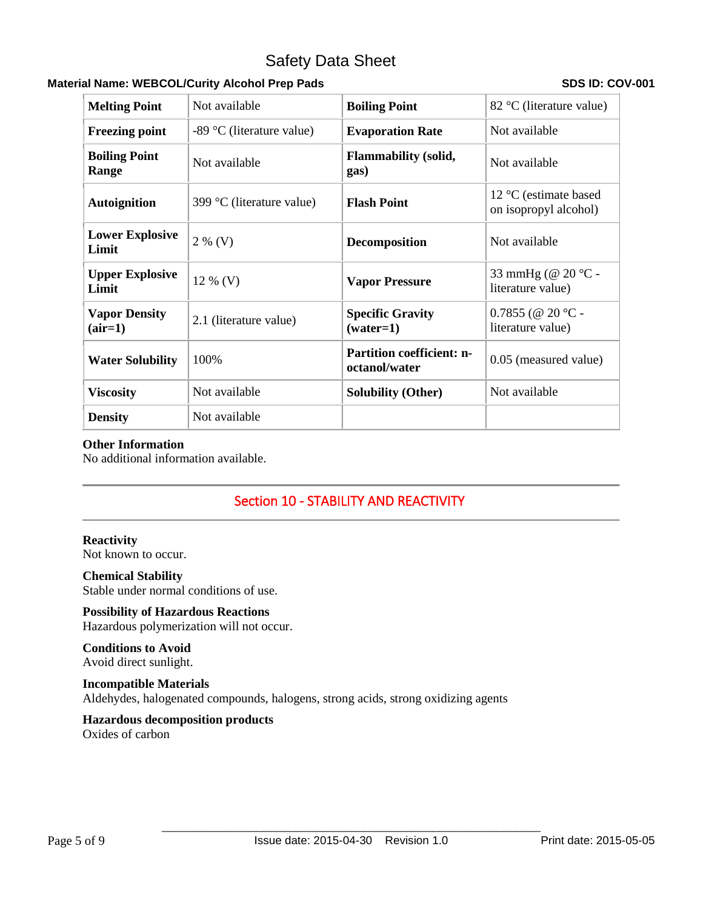| Melting Point | Not available | Boiling Point | 82 °C (literature value) |
|---|---|---|---|
| Freezing point | -89 °C (literature value) | Evaporation Rate | Not available |
| Boiling Point Range | Not available | Flammability (solid, gas) | Not available |
| Autoignition | 399 °C (literature value) | Flash Point | 12 °C (estimate based on isopropyl alcohol) |
| Lower Explosive Limit | 2 % (V) | Decomposition | Not available |
| Upper Explosive Limit | 12 % (V) | Vapor Pressure | 33 mmHg (@ 20 °C - literature value) |
| Vapor Density (air=1) | 2.1 (literature value) | Specific Gravity (water=1) | 0.7855 (@ 20 °C - literature value) |
| Water Solubility | 100% | Partition coefficient: n-octanol/water | 0.05 (measured value) |
| Viscosity | Not available | Solubility (Other) | Not available |
| Density | Not available | | |

**Other Information**
No additional information available.

## Section 10 - STABILITY AND REACTIVITY

**Reactivity**
Not known to occur.

**Chemical Stability**
Stable under normal conditions of use.

**Possibility of Hazardous Reactions**
Hazardous polymerization will not occur.

**Conditions to Avoid**
Avoid direct sunlight.

**Incompatible Materials**
Aldehydes, halogenated compounds, halogens, strong acids, strong oxidizing agents

**Hazardous decomposition products**
Oxides of carbon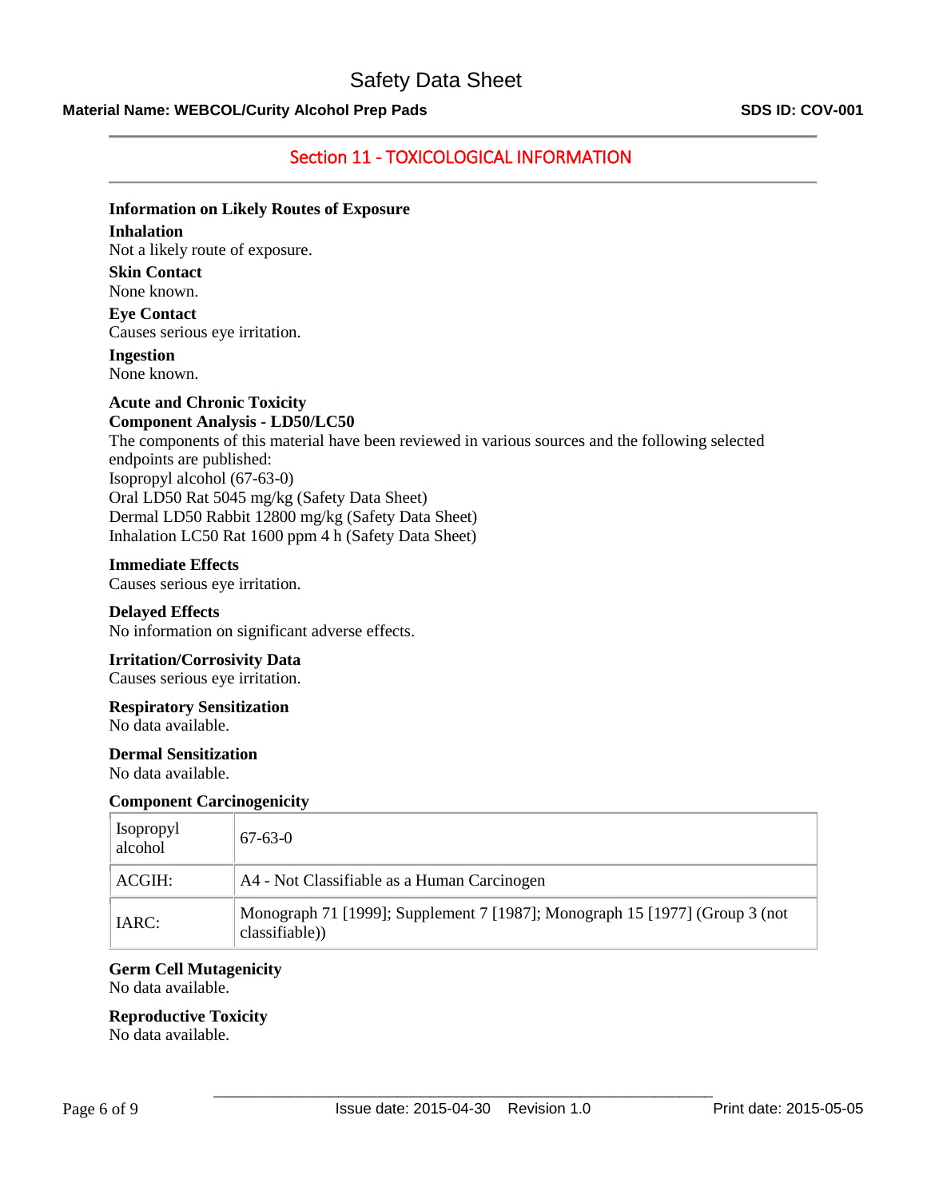## Section 11 - TOXICOLOGICAL INFORMATION

**Information on Likely Routes of Exposure**

**Inhalation**

Not a likely route of exposure.

**Skin Contact**

None known.

**Eye Contact**

Causes serious eye irritation.

**Ingestion**

None known.

**Acute and Chronic Toxicity**

**Component Analysis - LD50/LC50**

The components of this material have been reviewed in various sources and the following selected endpoints are published:

Isopropyl alcohol (67-63-0)

Oral LD50 Rat 5045 mg/kg (Safety Data Sheet)

Dermal LD50 Rabbit 12800 mg/kg (Safety Data Sheet)

Inhalation LC50 Rat 1600 ppm 4 h (Safety Data Sheet)

**Immediate Effects**

Causes serious eye irritation.

**Delayed Effects**

No information on significant adverse effects.

**Irritation/Corrosivity Data**

Causes serious eye irritation.

**Respiratory Sensitization**

No data available.

**Dermal Sensitization**

No data available.

**Component Carcinogenicity**

| Isopropyl alcohol | 67-63-0 |
|---|---|
| ACGIH: | A4 - Not Classifiable as a Human Carcinogen |
| IARC: | Monograph 71 [1999]; Supplement 7 [1987]; Monograph 15 [1977] (Group 3 (not classifiable)) |

**Germ Cell Mutagenicity**

No data available.

**Reproductive Toxicity**

No data available.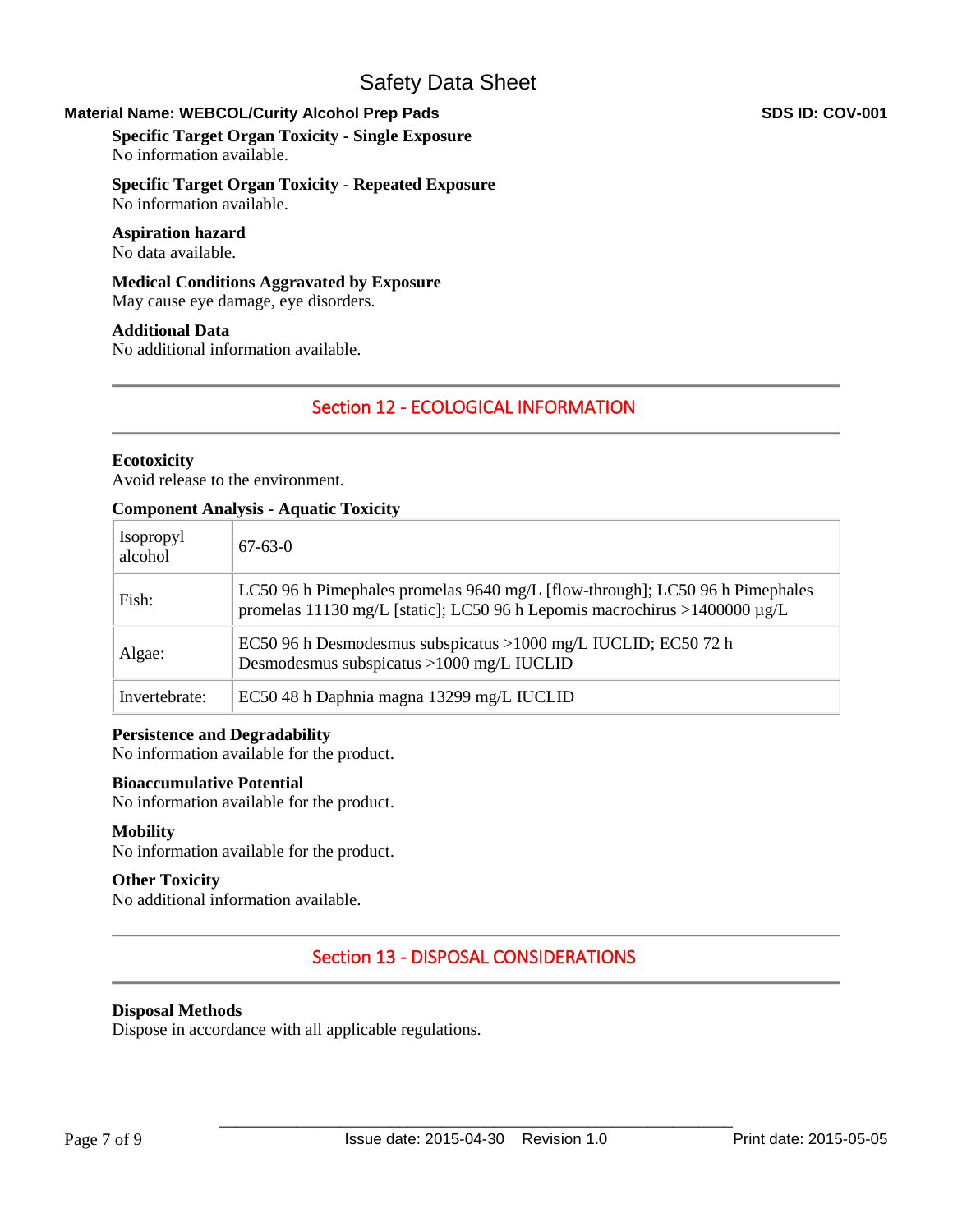**Specific Target Organ Toxicity - Single Exposure**
No information available.

**Specific Target Organ Toxicity - Repeated Exposure**
No information available.

**Aspiration hazard**
No data available.

**Medical Conditions Aggravated by Exposure**
May cause eye damage, eye disorders.

**Additional Data**
No additional information available.

## Section 12 - ECOLOGICAL INFORMATION

**Ecotoxicity**
Avoid release to the environment.

**Component Analysis - Aquatic Toxicity**

| Isopropyl alcohol | 67-63-0 |
|---|---|
| Fish: | LC50 96 h Pimephales promelas 9640 mg/L [flow-through]; LC50 96 h Pimephales promelas 11130 mg/L [static]; LC50 96 h Lepomis macrochirus >1400000 µg/L |
| Algae: | EC50 96 h Desmodesmus subspicatus >1000 mg/L IUCLID; EC50 72 h Desmodesmus subspicatus >1000 mg/L IUCLID |
| Invertebrate: | EC50 48 h Daphnia magna 13299 mg/L IUCLID |

**Persistence and Degradability**
No information available for the product.

**Bioaccumulative Potential**
No information available for the product.

**Mobility**
No information available for the product.

**Other Toxicity**
No additional information available.

## Section 13 - DISPOSAL CONSIDERATIONS

**Disposal Methods**
Dispose in accordance with all applicable regulations.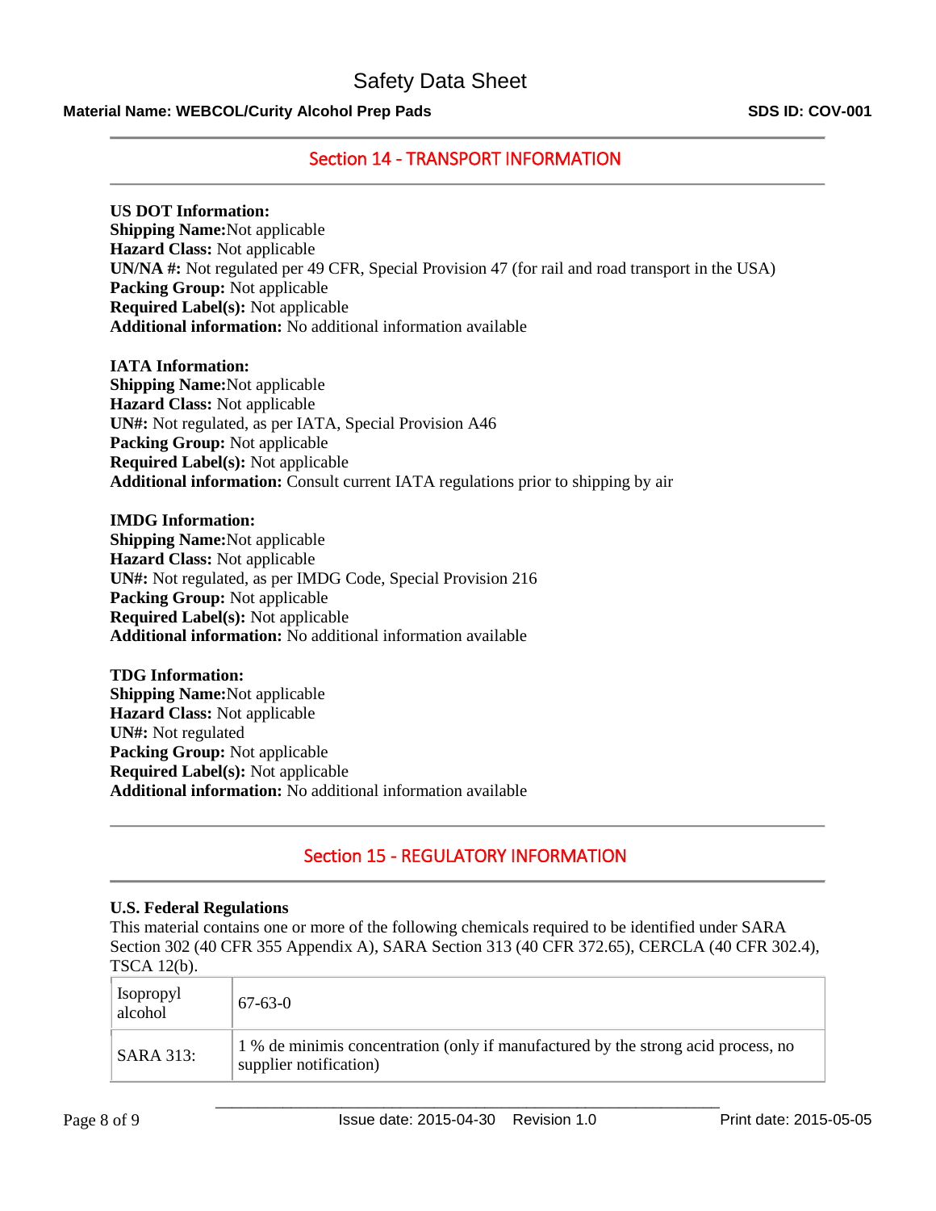## Section 14 - TRANSPORT INFORMATION

**US DOT Information:**
**Shipping Name:**Not applicable
**Hazard Class:** Not applicable
**UN/NA #:** Not regulated per 49 CFR, Special Provision 47 (for rail and road transport in the USA)
**Packing Group:** Not applicable
**Required Label(s):** Not applicable
**Additional information:** No additional information available

**IATA Information:**
**Shipping Name:**Not applicable
**Hazard Class:** Not applicable
**UN#:** Not regulated, as per IATA, Special Provision A46
**Packing Group:** Not applicable
**Required Label(s):** Not applicable
**Additional information:** Consult current IATA regulations prior to shipping by air

**IMDG Information:**
**Shipping Name:**Not applicable
**Hazard Class:** Not applicable
**UN#:** Not regulated, as per IMDG Code, Special Provision 216
**Packing Group:** Not applicable
**Required Label(s):** Not applicable
**Additional information:** No additional information available

**TDG Information:**
**Shipping Name:**Not applicable
**Hazard Class:** Not applicable
**UN#:** Not regulated
**Packing Group:** Not applicable
**Required Label(s):** Not applicable
**Additional information:** No additional information available

## Section 15 - REGULATORY INFORMATION

**U.S. Federal Regulations**
This material contains one or more of the following chemicals required to be identified under SARA Section 302 (40 CFR 355 Appendix A), SARA Section 313 (40 CFR 372.65), CERCLA (40 CFR 302.4), TSCA 12(b).

| Isopropyl alcohol | 67-63-0 |
|---|---|
| SARA 313: | 1 % de minimis concentration (only if manufactured by the strong acid process, no supplier notification) |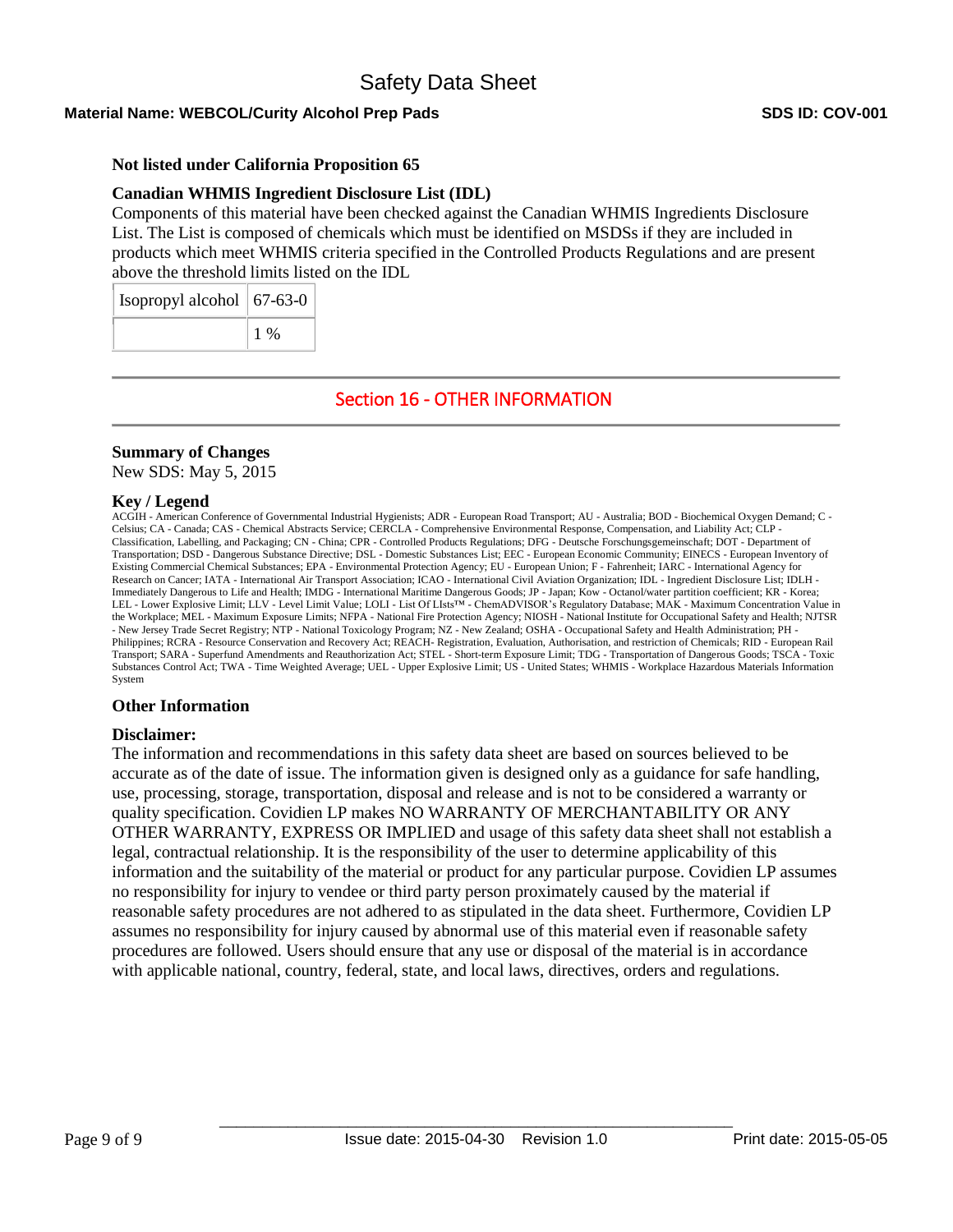**Not listed under California Proposition 65**

**Canadian WHMIS Ingredient Disclosure List (IDL)**

Components of this material have been checked against the Canadian WHMIS Ingredients Disclosure List. The List is composed of chemicals which must be identified on MSDSs if they are included in products which meet WHMIS criteria specified in the Controlled Products Regulations and are present above the threshold limits listed on the IDL

| | |
|---|---|
| Isopropyl alcohol | 67-63-0 |
| | 1 % |

## Section 16 - OTHER INFORMATION

**Summary of Changes**

New SDS: May 5, 2015

**Key / Legend**

ACGIH - American Conference of Governmental Industrial Hygienists; ADR - European Road Transport; AU - Australia; BOD - Biochemical Oxygen Demand; C - Celsius; CA - Canada; CAS - Chemical Abstracts Service; CERCLA - Comprehensive Environmental Response, Compensation, and Liability Act; CLP - Classification, Labelling, and Packaging; CN - China; CPR - Controlled Products Regulations; DFG - Deutsche Forschungsgemeinschaft; DOT - Department of Transportation; DSD - Dangerous Substance Directive; DSL - Domestic Substances List; EEC - European Economic Community; EINECS - European Inventory of Existing Commercial Chemical Substances; EPA - Environmental Protection Agency; EU - European Union; F - Fahrenheit; IARC - International Agency for Research on Cancer; IATA - International Air Transport Association; ICAO - International Civil Aviation Organization; IDL - Ingredient Disclosure List; IDLH - Immediately Dangerous to Life and Health; IMDG - International Maritime Dangerous Goods; JP - Japan; Kow - Octanol/water partition coefficient; KR - Korea; LEL - Lower Explosive Limit; LLV - Level Limit Value; LOLI - List Of LIsts™ - ChemADVISOR's Regulatory Database; MAK - Maximum Concentration Value in the Workplace; MEL - Maximum Exposure Limits; NFPA - National Fire Protection Agency; NIOSH - National Institute for Occupational Safety and Health; NJTSR - New Jersey Trade Secret Registry; NTP - National Toxicology Program; NZ - New Zealand; OSHA - Occupational Safety and Health Administration; PH - Philippines; RCRA - Resource Conservation and Recovery Act; REACH- Registration, Evaluation, Authorisation, and restriction of Chemicals; RID - European Rail Transport; SARA - Superfund Amendments and Reauthorization Act; STEL - Short-term Exposure Limit; TDG - Transportation of Dangerous Goods; TSCA - Toxic Substances Control Act; TWA - Time Weighted Average; UEL - Upper Explosive Limit; US - United States; WHMIS - Workplace Hazardous Materials Information System

**Other Information**

**Disclaimer:**

The information and recommendations in this safety data sheet are based on sources believed to be accurate as of the date of issue. The information given is designed only as a guidance for safe handling, use, processing, storage, transportation, disposal and release and is not to be considered a warranty or quality specification. Covidien LP makes NO WARRANTY OF MERCHANTABILITY OR ANY OTHER WARRANTY, EXPRESS OR IMPLIED and usage of this safety data sheet shall not establish a legal, contractual relationship. It is the responsibility of the user to determine applicability of this information and the suitability of the material or product for any particular purpose. Covidien LP assumes no responsibility for injury to vendee or third party person proximately caused by the material if reasonable safety procedures are not adhered to as stipulated in the data sheet. Furthermore, Covidien LP assumes no responsibility for injury caused by abnormal use of this material even if reasonable safety procedures are followed. Users should ensure that any use or disposal of the material is in accordance with applicable national, country, federal, state, and local laws, directives, orders and regulations.